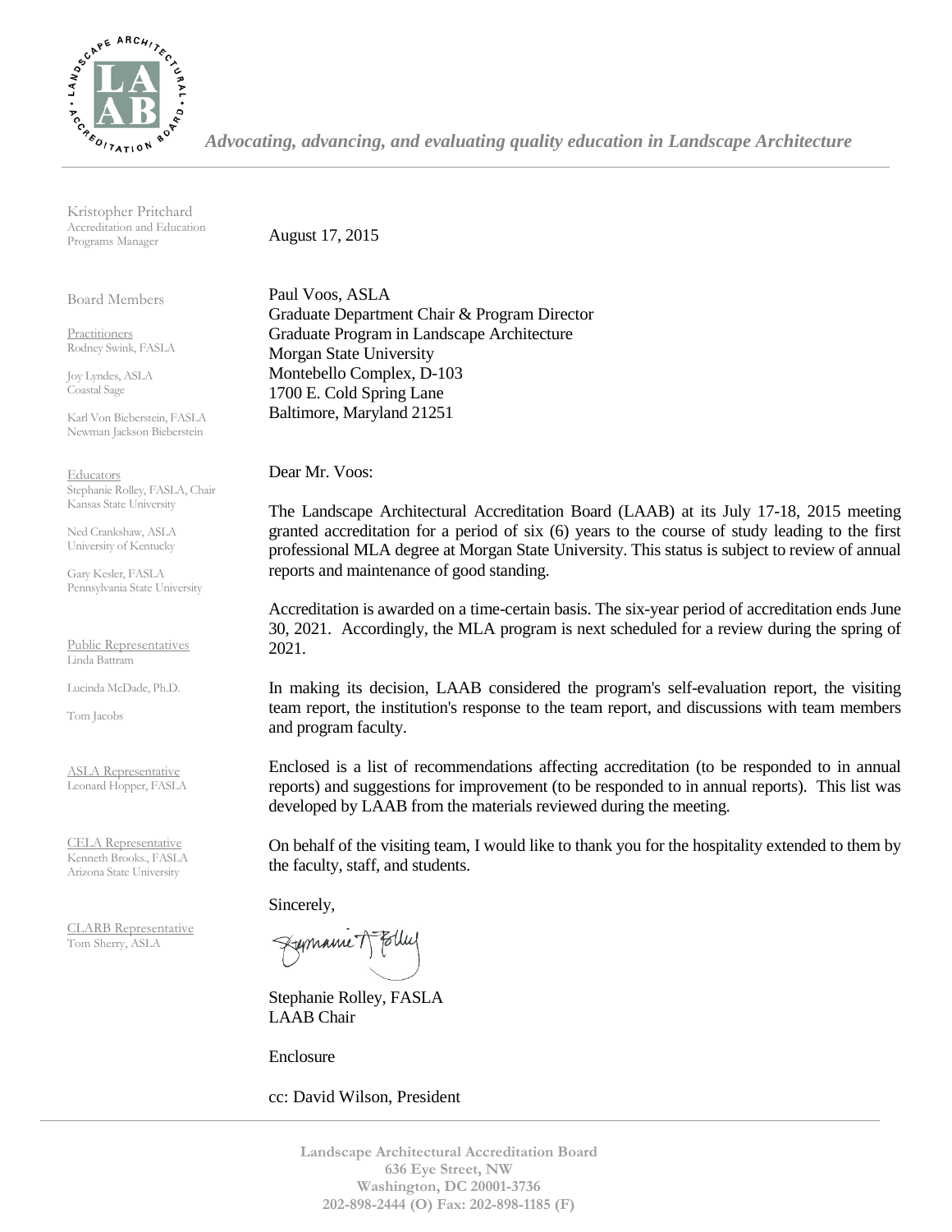*Advocating, advancing, and evaluating quality education in Landscape Architecture*

Kristopher Pritchard
Accreditation and Education Programs Manager

Board Members

Practitioners
Rodney Swink, FASLA

Joy Lyndes, ASLA
Coastal Sage

Karl Von Bieberstein, FASLA
Newman Jackson Bieberstein

Educators
Stephanie Rolley, FASLA, Chair
Kansas State University

Ned Crankshaw, ASLA
University of Kentucky

Gary Kesler, FASLA
Pennsylvania State University

Public Representatives
Linda Battram

Lucinda McDade, Ph.D.

Tom Jacobs

ASLA Representative
Leonard Hopper, FASLA

CELA Representative
Kenneth Brooks., FASLA
Arizona State University

CLARB Representative
Tom Sherry, ASLA

August 17, 2015

Paul Voos, ASLA
Graduate Department Chair & Program Director
Graduate Program in Landscape Architecture
Morgan State University
Montebello Complex, D-103
1700 E. Cold Spring Lane
Baltimore, Maryland 21251

Dear Mr. Voos:

The Landscape Architectural Accreditation Board (LAAB) at its July 17-18, 2015 meeting granted accreditation for a period of six (6) years to the course of study leading to the first professional MLA degree at Morgan State University. This status is subject to review of annual reports and maintenance of good standing.

Accreditation is awarded on a time-certain basis. The six-year period of accreditation ends June 30, 2021. Accordingly, the MLA program is next scheduled for a review during the spring of 2021.

In making its decision, LAAB considered the program's self-evaluation report, the visiting team report, the institution's response to the team report, and discussions with team members and program faculty.

Enclosed is a list of recommendations affecting accreditation (to be responded to in annual reports) and suggestions for improvement (to be responded to in annual reports). This list was developed by LAAB from the materials reviewed during the meeting.

On behalf of the visiting team, I would like to thank you for the hospitality extended to them by the faculty, staff, and students.

Sincerely,

Stephanie Rolley, FASLA
LAAB Chair

Enclosure

cc: David Wilson, President

Landscape Architectural Accreditation Board
636 Eye Street, NW
Washington, DC 20001-3736
202-898-2444 (O) Fax: 202-898-1185 (F)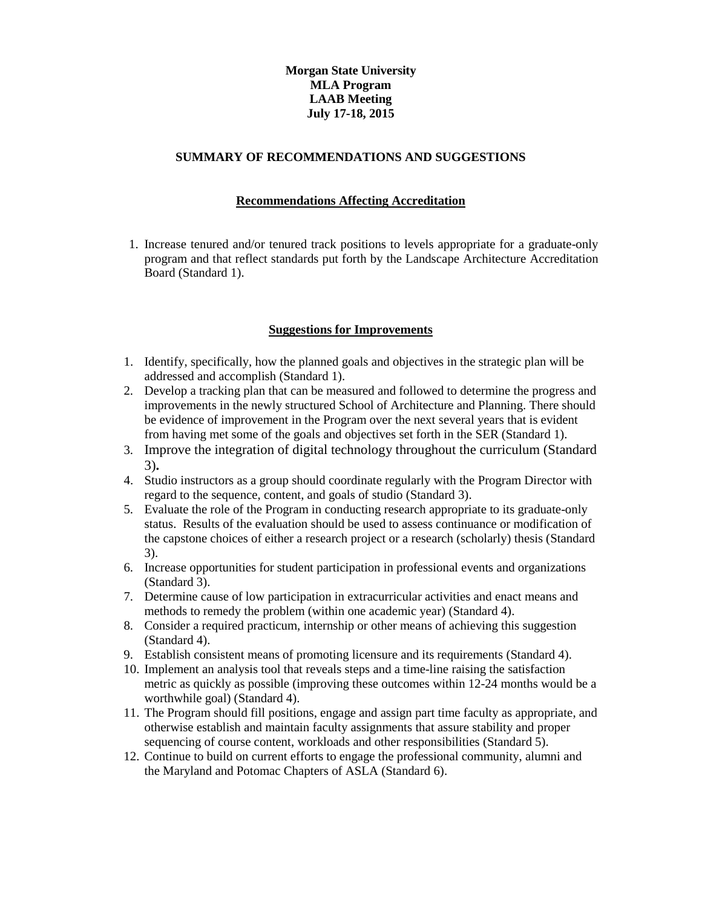**Morgan State University**
**MLA Program**
**LAAB Meeting**
**July 17-18, 2015**

**SUMMARY OF RECOMMENDATIONS AND SUGGESTIONS**

**Recommendations Affecting Accreditation**

1. Increase tenured and/or tenured track positions to levels appropriate for a graduate-only program and that reflect standards put forth by the Landscape Architecture Accreditation Board (Standard 1).

**Suggestions for Improvements**

1. Identify, specifically, how the planned goals and objectives in the strategic plan will be addressed and accomplish (Standard 1).
2. Develop a tracking plan that can be measured and followed to determine the progress and improvements in the newly structured School of Architecture and Planning. There should be evidence of improvement in the Program over the next several years that is evident from having met some of the goals and objectives set forth in the SER (Standard 1).
3. Improve the integration of digital technology throughout the curriculum (Standard 3).
4. Studio instructors as a group should coordinate regularly with the Program Director with regard to the sequence, content, and goals of studio (Standard 3).
5. Evaluate the role of the Program in conducting research appropriate to its graduate-only status. Results of the evaluation should be used to assess continuance or modification of the capstone choices of either a research project or a research (scholarly) thesis (Standard 3).
6. Increase opportunities for student participation in professional events and organizations (Standard 3).
7. Determine cause of low participation in extracurricular activities and enact means and methods to remedy the problem (within one academic year) (Standard 4).
8. Consider a required practicum, internship or other means of achieving this suggestion (Standard 4).
9. Establish consistent means of promoting licensure and its requirements (Standard 4).
10. Implement an analysis tool that reveals steps and a time-line raising the satisfaction metric as quickly as possible (improving these outcomes within 12-24 months would be a worthwhile goal) (Standard 4).
11. The Program should fill positions, engage and assign part time faculty as appropriate, and otherwise establish and maintain faculty assignments that assure stability and proper sequencing of course content, workloads and other responsibilities (Standard 5).
12. Continue to build on current efforts to engage the professional community, alumni and the Maryland and Potomac Chapters of ASLA (Standard 6).